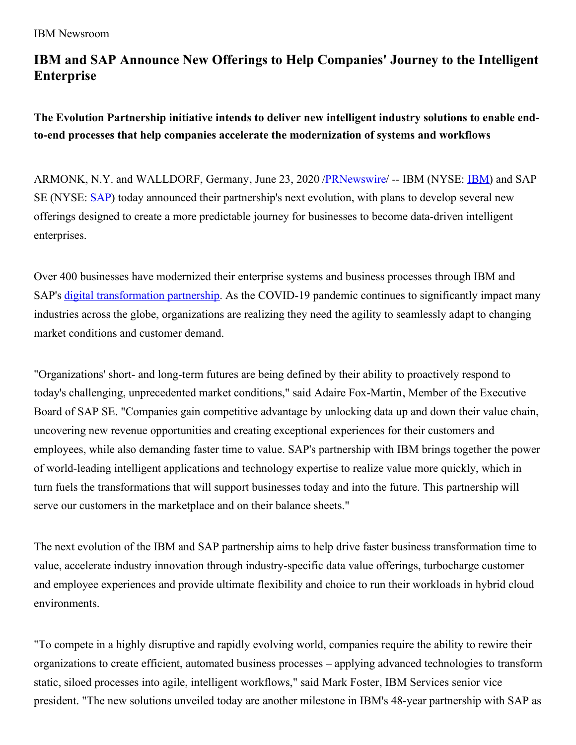IBM Newsroom

# IBM and SAP Announce New Offerings to Help Companies' Journey to the Intelligent Enterprise

**The Evolution Partnership initiative intends to deliver new intelligent industry solutions to enable end-to-end processes that help companies accelerate the modernization of systems and workflows**

ARMONK, N.Y. and WALLDORF, Germany, June 23, 2020 /PRNewswire/ -- IBM (NYSE: IBM) and SAP SE (NYSE: SAP) today announced their partnership's next evolution, with plans to develop several new offerings designed to create a more predictable journey for businesses to become data-driven intelligent enterprises.

Over 400 businesses have modernized their enterprise systems and business processes through IBM and SAP's digital transformation partnership. As the COVID-19 pandemic continues to significantly impact many industries across the globe, organizations are realizing they need the agility to seamlessly adapt to changing market conditions and customer demand.

"Organizations' short- and long-term futures are being defined by their ability to proactively respond to today's challenging, unprecedented market conditions," said Adaire Fox-Martin, Member of the Executive Board of SAP SE. "Companies gain competitive advantage by unlocking data up and down their value chain, uncovering new revenue opportunities and creating exceptional experiences for their customers and employees, while also demanding faster time to value. SAP's partnership with IBM brings together the power of world-leading intelligent applications and technology expertise to realize value more quickly, which in turn fuels the transformations that will support businesses today and into the future. This partnership will serve our customers in the marketplace and on their balance sheets."

The next evolution of the IBM and SAP partnership aims to help drive faster business transformation time to value, accelerate industry innovation through industry-specific data value offerings, turbocharge customer and employee experiences and provide ultimate flexibility and choice to run their workloads in hybrid cloud environments.

"To compete in a highly disruptive and rapidly evolving world, companies require the ability to rewire their organizations to create efficient, automated business processes – applying advanced technologies to transform static, siloed processes into agile, intelligent workflows," said Mark Foster, IBM Services senior vice president. "The new solutions unveiled today are another milestone in IBM's 48-year partnership with SAP as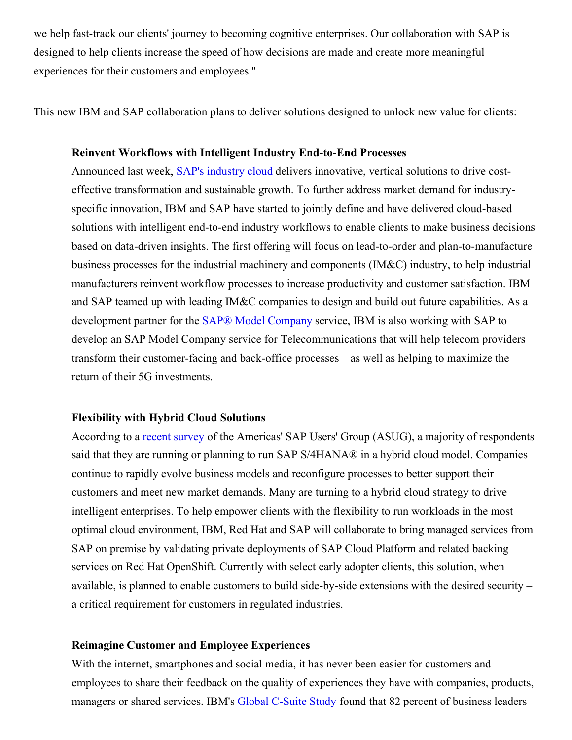we help fast-track our clients' journey to becoming cognitive enterprises. Our collaboration with SAP is designed to help clients increase the speed of how decisions are made and create more meaningful experiences for their customers and employees."

This new IBM and SAP collaboration plans to deliver solutions designed to unlock new value for clients:

**Reinvent Workflows with Intelligent Industry End-to-End Processes**
Announced last week, SAP's industry cloud delivers innovative, vertical solutions to drive cost-effective transformation and sustainable growth. To further address market demand for industry-specific innovation, IBM and SAP have started to jointly define and have delivered cloud-based solutions with intelligent end-to-end industry workflows to enable clients to make business decisions based on data-driven insights. The first offering will focus on lead-to-order and plan-to-manufacture business processes for the industrial machinery and components (IM&C) industry, to help industrial manufacturers reinvent workflow processes to increase productivity and customer satisfaction. IBM and SAP teamed up with leading IM&C companies to design and build out future capabilities. As a development partner for the SAP® Model Company service, IBM is also working with SAP to develop an SAP Model Company service for Telecommunications that will help telecom providers transform their customer-facing and back-office processes – as well as helping to maximize the return of their 5G investments.

**Flexibility with Hybrid Cloud Solutions**
According to a recent survey of the Americas' SAP Users' Group (ASUG), a majority of respondents said that they are running or planning to run SAP S/4HANA® in a hybrid cloud model. Companies continue to rapidly evolve business models and reconfigure processes to better support their customers and meet new market demands. Many are turning to a hybrid cloud strategy to drive intelligent enterprises. To help empower clients with the flexibility to run workloads in the most optimal cloud environment, IBM, Red Hat and SAP will collaborate to bring managed services from SAP on premise by validating private deployments of SAP Cloud Platform and related backing services on Red Hat OpenShift. Currently with select early adopter clients, this solution, when available, is planned to enable customers to build side-by-side extensions with the desired security – a critical requirement for customers in regulated industries.

**Reimagine Customer and Employee Experiences**
With the internet, smartphones and social media, it has never been easier for customers and employees to share their feedback on the quality of experiences they have with companies, products, managers or shared services. IBM's Global C-Suite Study found that 82 percent of business leaders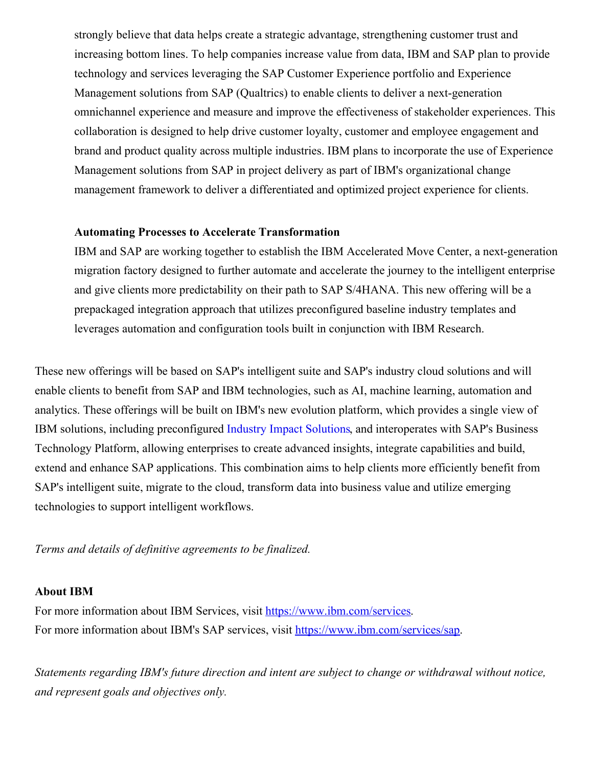strongly believe that data helps create a strategic advantage, strengthening customer trust and increasing bottom lines. To help companies increase value from data, IBM and SAP plan to provide technology and services leveraging the SAP Customer Experience portfolio and Experience Management solutions from SAP (Qualtrics) to enable clients to deliver a next-generation omnichannel experience and measure and improve the effectiveness of stakeholder experiences. This collaboration is designed to help drive customer loyalty, customer and employee engagement and brand and product quality across multiple industries. IBM plans to incorporate the use of Experience Management solutions from SAP in project delivery as part of IBM's organizational change management framework to deliver a differentiated and optimized project experience for clients.

**Automating Processes to Accelerate Transformation**

IBM and SAP are working together to establish the IBM Accelerated Move Center, a next-generation migration factory designed to further automate and accelerate the journey to the intelligent enterprise and give clients more predictability on their path to SAP S/4HANA. This new offering will be a prepackaged integration approach that utilizes preconfigured baseline industry templates and leverages automation and configuration tools built in conjunction with IBM Research.

These new offerings will be based on SAP's intelligent suite and SAP's industry cloud solutions and will enable clients to benefit from SAP and IBM technologies, such as AI, machine learning, automation and analytics. These offerings will be built on IBM's new evolution platform, which provides a single view of IBM solutions, including preconfigured Industry Impact Solutions, and interoperates with SAP's Business Technology Platform, allowing enterprises to create advanced insights, integrate capabilities and build, extend and enhance SAP applications. This combination aims to help clients more efficiently benefit from SAP's intelligent suite, migrate to the cloud, transform data into business value and utilize emerging technologies to support intelligent workflows.

*Terms and details of definitive agreements to be finalized.*

**About IBM**

For more information about IBM Services, visit https://www.ibm.com/services.
For more information about IBM's SAP services, visit https://www.ibm.com/services/sap.

*Statements regarding IBM's future direction and intent are subject to change or withdrawal without notice, and represent goals and objectives only.*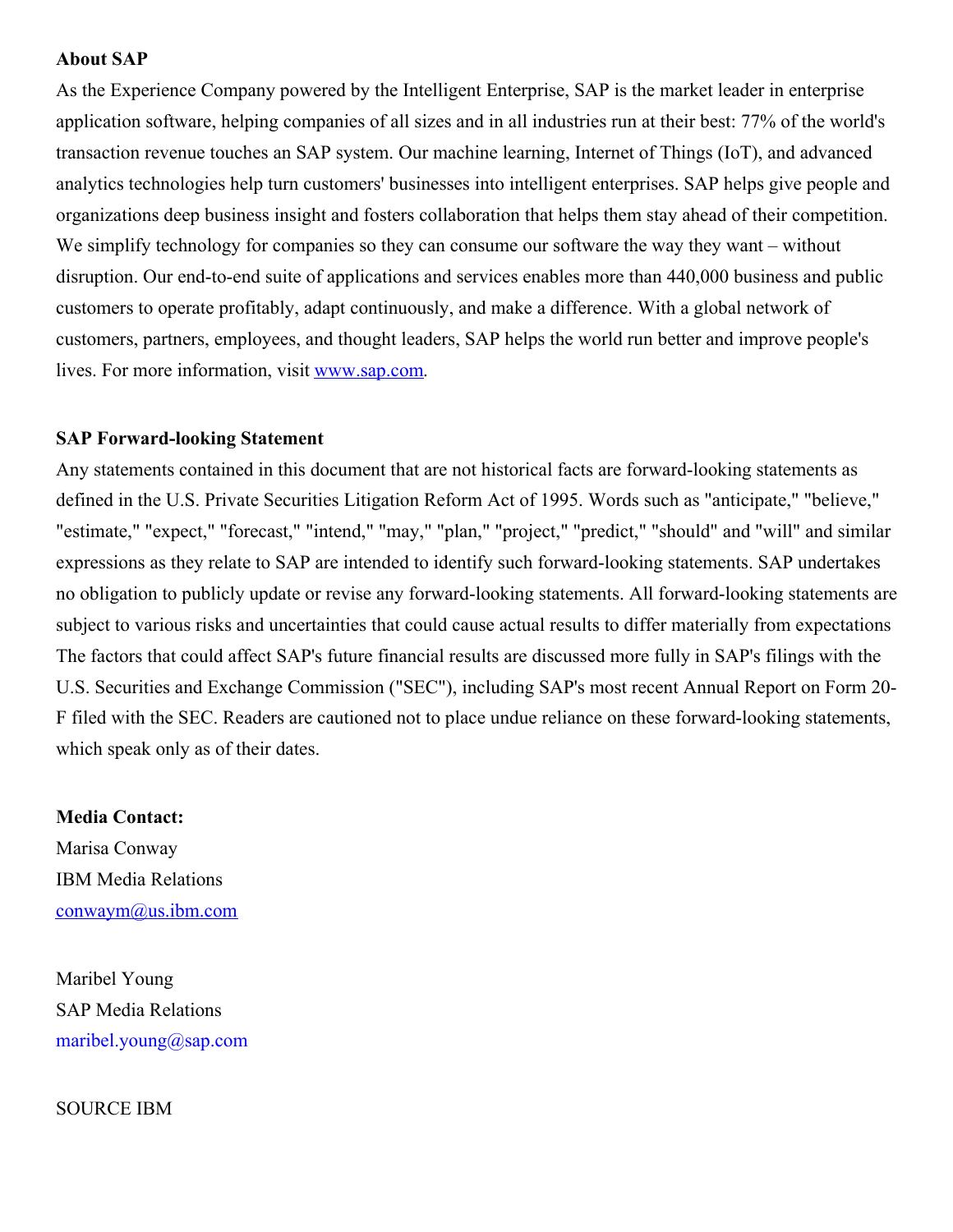**About SAP**

As the Experience Company powered by the Intelligent Enterprise, SAP is the market leader in enterprise application software, helping companies of all sizes and in all industries run at their best: 77% of the world's transaction revenue touches an SAP system. Our machine learning, Internet of Things (IoT), and advanced analytics technologies help turn customers' businesses into intelligent enterprises. SAP helps give people and organizations deep business insight and fosters collaboration that helps them stay ahead of their competition. We simplify technology for companies so they can consume our software the way they want – without disruption. Our end-to-end suite of applications and services enables more than 440,000 business and public customers to operate profitably, adapt continuously, and make a difference. With a global network of customers, partners, employees, and thought leaders, SAP helps the world run better and improve people's lives. For more information, visit [www.sap.com](http://www.sap.com).

**SAP Forward-looking Statement**

Any statements contained in this document that are not historical facts are forward-looking statements as defined in the U.S. Private Securities Litigation Reform Act of 1995. Words such as "anticipate," "believe," "estimate," "expect," "forecast," "intend," "may," "plan," "project," "predict," "should" and "will" and similar expressions as they relate to SAP are intended to identify such forward-looking statements. SAP undertakes no obligation to publicly update or revise any forward-looking statements. All forward-looking statements are subject to various risks and uncertainties that could cause actual results to differ materially from expectations The factors that could affect SAP's future financial results are discussed more fully in SAP's filings with the U.S. Securities and Exchange Commission ("SEC"), including SAP's most recent Annual Report on Form 20-F filed with the SEC. Readers are cautioned not to place undue reliance on these forward-looking statements, which speak only as of their dates.

**Media Contact:**

Marisa Conway
IBM Media Relations
[conwaym@us.ibm.com](mailto:conwaym@us.ibm.com)

Maribel Young
SAP Media Relations
maribel.young@sap.com

SOURCE IBM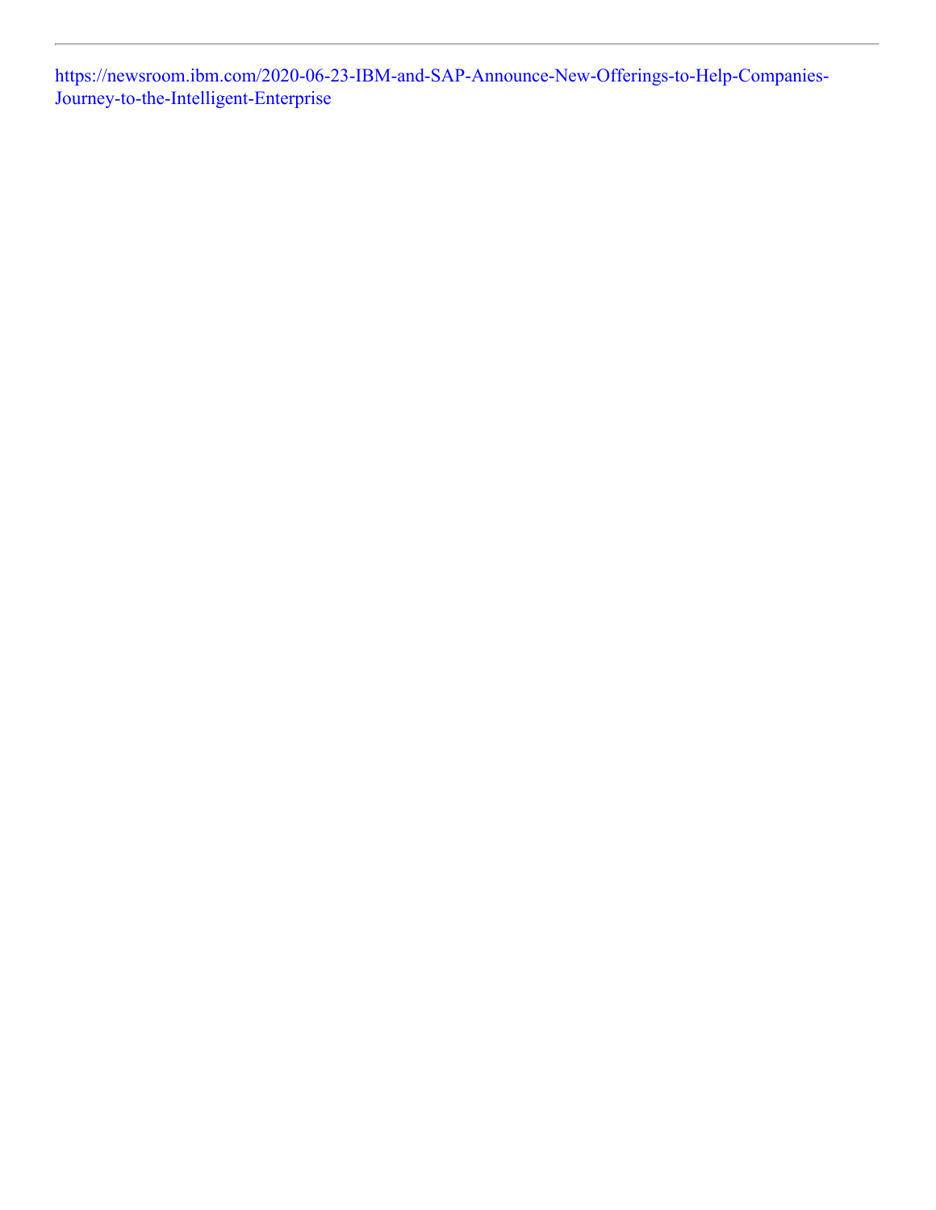---

https://newsroom.ibm.com/2020-06-23-IBM-and-SAP-Announce-New-Offerings-to-Help-Companies-Journey-to-the-Intelligent-Enterprise